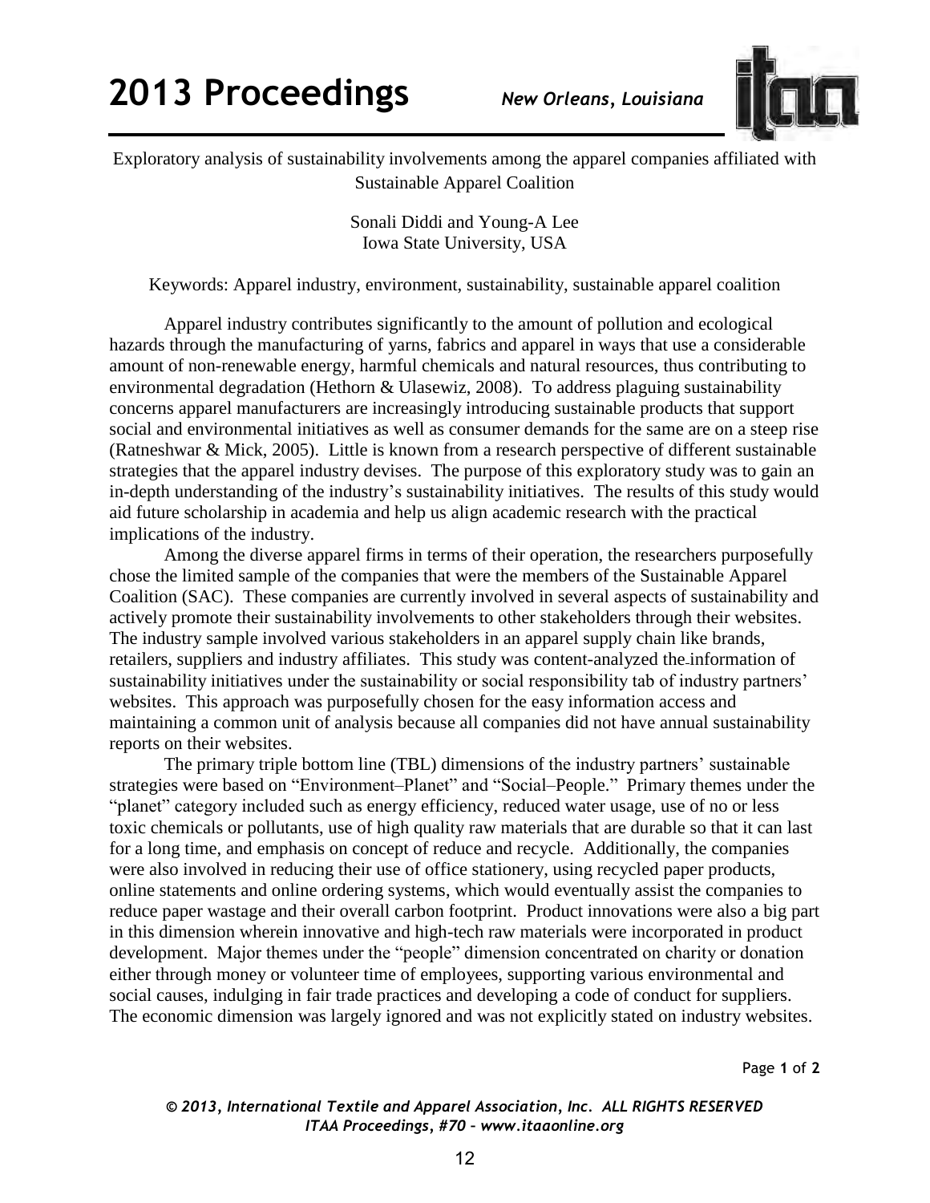# Exploratory analysis of sustainability involvements among the apparel companies affiliated with Sustainable Apparel Coalition

Sonali Diddi and Young-A Lee
Iowa State University, USA

Keywords: Apparel industry, environment, sustainability, sustainable apparel coalition

Apparel industry contributes significantly to the amount of pollution and ecological hazards through the manufacturing of yarns, fabrics and apparel in ways that use a considerable amount of non-renewable energy, harmful chemicals and natural resources, thus contributing to environmental degradation (Hethorn & Ulasewiz, 2008). To address plaguing sustainability concerns apparel manufacturers are increasingly introducing sustainable products that support social and environmental initiatives as well as consumer demands for the same are on a steep rise (Ratneshwar & Mick, 2005). Little is known from a research perspective of different sustainable strategies that the apparel industry devises. The purpose of this exploratory study was to gain an in-depth understanding of the industry's sustainability initiatives. The results of this study would aid future scholarship in academia and help us align academic research with the practical implications of the industry.

Among the diverse apparel firms in terms of their operation, the researchers purposefully chose the limited sample of the companies that were the members of the Sustainable Apparel Coalition (SAC). These companies are currently involved in several aspects of sustainability and actively promote their sustainability involvements to other stakeholders through their websites. The industry sample involved various stakeholders in an apparel supply chain like brands, retailers, suppliers and industry affiliates. This study was content-analyzed the information of sustainability initiatives under the sustainability or social responsibility tab of industry partners' websites. This approach was purposefully chosen for the easy information access and maintaining a common unit of analysis because all companies did not have annual sustainability reports on their websites.

The primary triple bottom line (TBL) dimensions of the industry partners' sustainable strategies were based on "Environment–Planet" and "Social–People." Primary themes under the "planet" category included such as energy efficiency, reduced water usage, use of no or less toxic chemicals or pollutants, use of high quality raw materials that are durable so that it can last for a long time, and emphasis on concept of reduce and recycle. Additionally, the companies were also involved in reducing their use of office stationery, using recycled paper products, online statements and online ordering systems, which would eventually assist the companies to reduce paper wastage and their overall carbon footprint. Product innovations were also a big part in this dimension wherein innovative and high-tech raw materials were incorporated in product development. Major themes under the "people" dimension concentrated on charity or donation either through money or volunteer time of employees, supporting various environmental and social causes, indulging in fair trade practices and developing a code of conduct for suppliers. The economic dimension was largely ignored and was not explicitly stated on industry websites.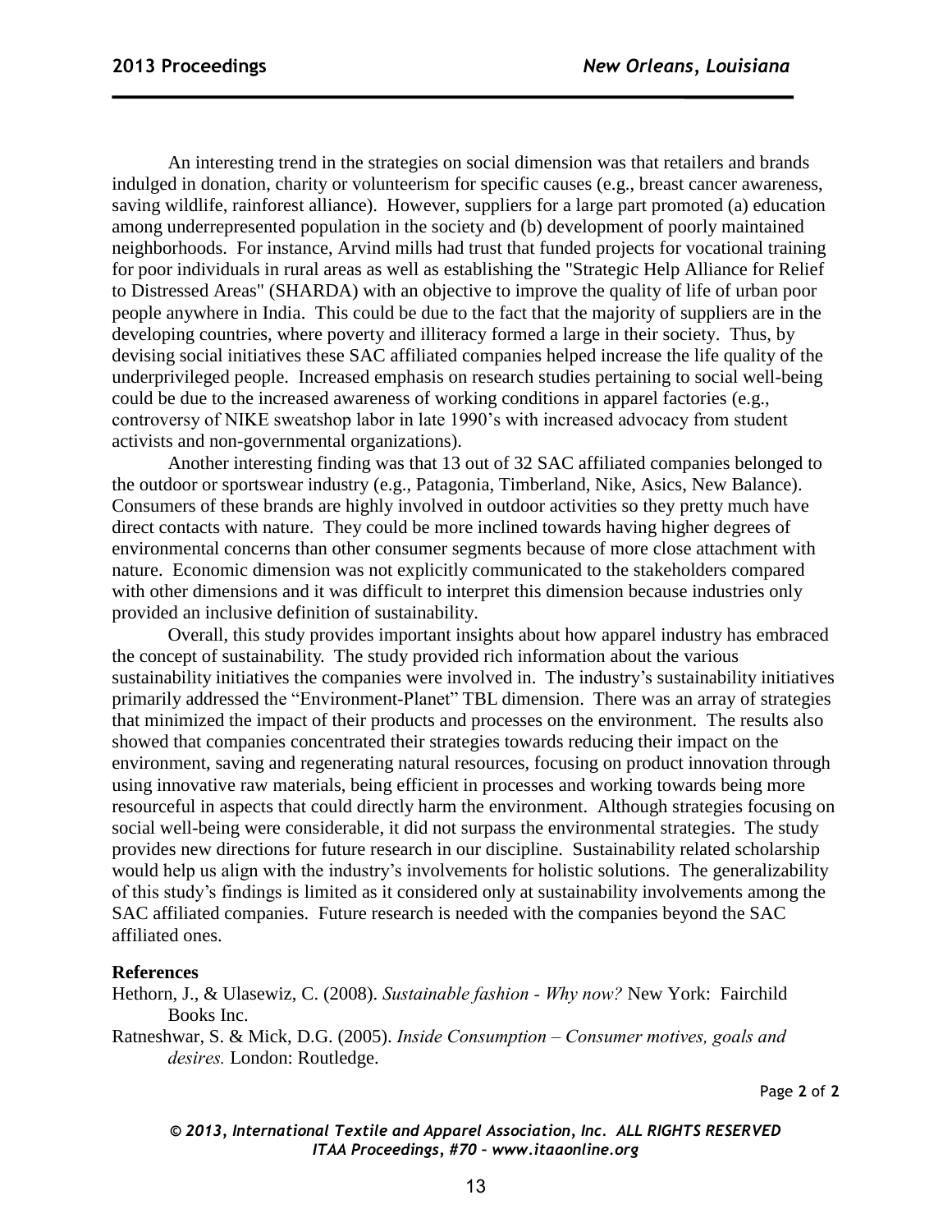An interesting trend in the strategies on social dimension was that retailers and brands indulged in donation, charity or volunteerism for specific causes (e.g., breast cancer awareness, saving wildlife, rainforest alliance). However, suppliers for a large part promoted (a) education among underrepresented population in the society and (b) development of poorly maintained neighborhoods. For instance, Arvind mills had trust that funded projects for vocational training for poor individuals in rural areas as well as establishing the "Strategic Help Alliance for Relief to Distressed Areas" (SHARDA) with an objective to improve the quality of life of urban poor people anywhere in India. This could be due to the fact that the majority of suppliers are in the developing countries, where poverty and illiteracy formed a large in their society. Thus, by devising social initiatives these SAC affiliated companies helped increase the life quality of the underprivileged people. Increased emphasis on research studies pertaining to social well-being could be due to the increased awareness of working conditions in apparel factories (e.g., controversy of NIKE sweatshop labor in late 1990's with increased advocacy from student activists and non-governmental organizations).

Another interesting finding was that 13 out of 32 SAC affiliated companies belonged to the outdoor or sportswear industry (e.g., Patagonia, Timberland, Nike, Asics, New Balance). Consumers of these brands are highly involved in outdoor activities so they pretty much have direct contacts with nature. They could be more inclined towards having higher degrees of environmental concerns than other consumer segments because of more close attachment with nature. Economic dimension was not explicitly communicated to the stakeholders compared with other dimensions and it was difficult to interpret this dimension because industries only provided an inclusive definition of sustainability.

Overall, this study provides important insights about how apparel industry has embraced the concept of sustainability. The study provided rich information about the various sustainability initiatives the companies were involved in. The industry's sustainability initiatives primarily addressed the "Environment-Planet" TBL dimension. There was an array of strategies that minimized the impact of their products and processes on the environment. The results also showed that companies concentrated their strategies towards reducing their impact on the environment, saving and regenerating natural resources, focusing on product innovation through using innovative raw materials, being efficient in processes and working towards being more resourceful in aspects that could directly harm the environment. Although strategies focusing on social well-being were considerable, it did not surpass the environmental strategies. The study provides new directions for future research in our discipline. Sustainability related scholarship would help us align with the industry's involvements for holistic solutions. The generalizability of this study's findings is limited as it considered only at sustainability involvements among the SAC affiliated companies. Future research is needed with the companies beyond the SAC affiliated ones.

**References**

Hethorn, J., & Ulasewiz, C. (2008). *Sustainable fashion - Why now?* New York: Fairchild Books Inc.

Ratneshwar, S. & Mick, D.G. (2005). *Inside Consumption – Consumer motives, goals and desires.* London: Routledge.